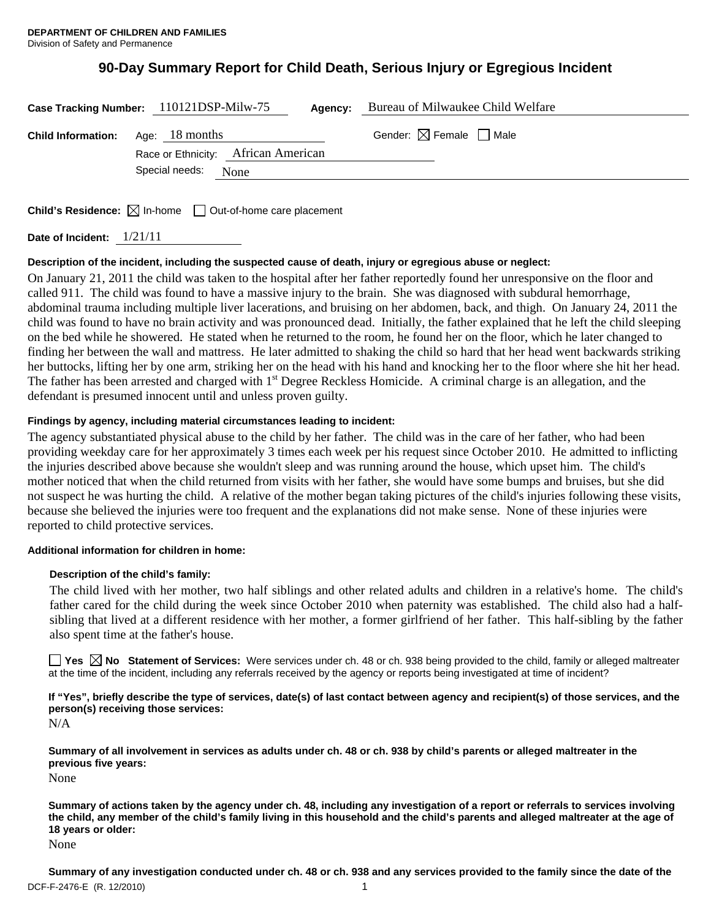**DEPARTMENT OF CHILDREN AND FAMILIES**
Division of Safety and Permanence

# 90-Day Summary Report for Child Death, Serious Injury or Egregious Incident

**Case Tracking Number:** 110121DSP-Milw-75 **Agency:** Bureau of Milwaukee Child Welfare

**Child Information:** Age: 18 months Gender: ☒ Female ☐ Male

Race or Ethnicity: African American

Special needs: None

**Child's Residence:** ☒ In-home ☐ Out-of-home care placement

**Date of Incident:** 1/21/11

**Description of the incident, including the suspected cause of death, injury or egregious abuse or neglect:**

On January 21, 2011 the child was taken to the hospital after her father reportedly found her unresponsive on the floor and called 911. The child was found to have a massive injury to the brain. She was diagnosed with subdural hemorrhage, abdominal trauma including multiple liver lacerations, and bruising on her abdomen, back, and thigh. On January 24, 2011 the child was found to have no brain activity and was pronounced dead. Initially, the father explained that he left the child sleeping on the bed while he showered. He stated when he returned to the room, he found her on the floor, which he later changed to finding her between the wall and mattress. He later admitted to shaking the child so hard that her head went backwards striking her buttocks, lifting her by one arm, striking her on the head with his hand and knocking her to the floor where she hit her head. The father has been arrested and charged with 1st Degree Reckless Homicide. A criminal charge is an allegation, and the defendant is presumed innocent until and unless proven guilty.

**Findings by agency, including material circumstances leading to incident:**

The agency substantiated physical abuse to the child by her father. The child was in the care of her father, who had been providing weekday care for her approximately 3 times each week per his request since October 2010. He admitted to inflicting the injuries described above because she wouldn't sleep and was running around the house, which upset him. The child's mother noticed that when the child returned from visits with her father, she would have some bumps and bruises, but she did not suspect he was hurting the child. A relative of the mother began taking pictures of the child's injuries following these visits, because she believed the injuries were too frequent and the explanations did not make sense. None of these injuries were reported to child protective services.

**Additional information for children in home:**

**Description of the child's family:**

The child lived with her mother, two half siblings and other related adults and children in a relative's home. The child's father cared for the child during the week since October 2010 when paternity was established. The child also had a half-sibling that lived at a different residence with her mother, a former girlfriend of her father. This half-sibling by the father also spent time at the father's house.

☐ **Yes** ☒ **No Statement of Services:** Were services under ch. 48 or ch. 938 being provided to the child, family or alleged maltreater at the time of the incident, including any referrals received by the agency or reports being investigated at time of incident?

**If "Yes", briefly describe the type of services, date(s) of last contact between agency and recipient(s) of those services, and the person(s) receiving those services:**

N/A

**Summary of all involvement in services as adults under ch. 48 or ch. 938 by child's parents or alleged maltreater in the previous five years:**

None

**Summary of actions taken by the agency under ch. 48, including any investigation of a report or referrals to services involving the child, any member of the child's family living in this household and the child's parents and alleged maltreater at the age of 18 years or older:**

None

**Summary of any investigation conducted under ch. 48 or ch. 938 and any services provided to the family since the date of the**

DCF-F-2476-E (R. 12/2010)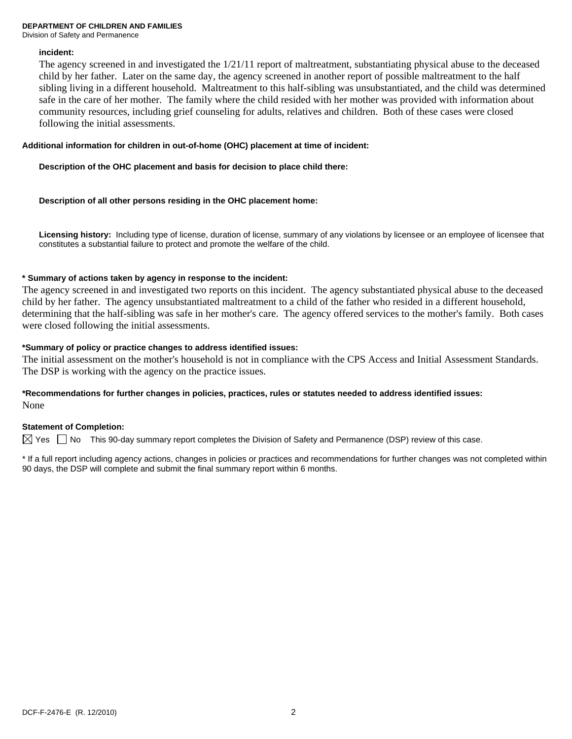**incident:**

The agency screened in and investigated the 1/21/11 report of maltreatment, substantiating physical abuse to the deceased child by her father. Later on the same day, the agency screened in another report of possible maltreatment to the half sibling living in a different household. Maltreatment to this half-sibling was unsubstantiated, and the child was determined safe in the care of her mother. The family where the child resided with her mother was provided with information about community resources, including grief counseling for adults, relatives and children. Both of these cases were closed following the initial assessments.

**Additional information for children in out-of-home (OHC) placement at time of incident:**

**Description of the OHC placement and basis for decision to place child there:**

**Description of all other persons residing in the OHC placement home:**

**Licensing history:** Including type of license, duration of license, summary of any violations by licensee or an employee of licensee that constitutes a substantial failure to protect and promote the welfare of the child.

**\* Summary of actions taken by agency in response to the incident:**

The agency screened in and investigated two reports on this incident. The agency substantiated physical abuse to the deceased child by her father. The agency unsubstantiated maltreatment to a child of the father who resided in a different household, determining that the half-sibling was safe in her mother's care. The agency offered services to the mother's family. Both cases were closed following the initial assessments.

**\*Summary of policy or practice changes to address identified issues:**

The initial assessment on the mother's household is not in compliance with the CPS Access and Initial Assessment Standards. The DSP is working with the agency on the practice issues.

**\*Recommendations for further changes in policies, practices, rules or statutes needed to address identified issues:**

None

**Statement of Completion:**

☒ Yes ☐ No This 90-day summary report completes the Division of Safety and Permanence (DSP) review of this case.

\* If a full report including agency actions, changes in policies or practices and recommendations for further changes was not completed within 90 days, the DSP will complete and submit the final summary report within 6 months.